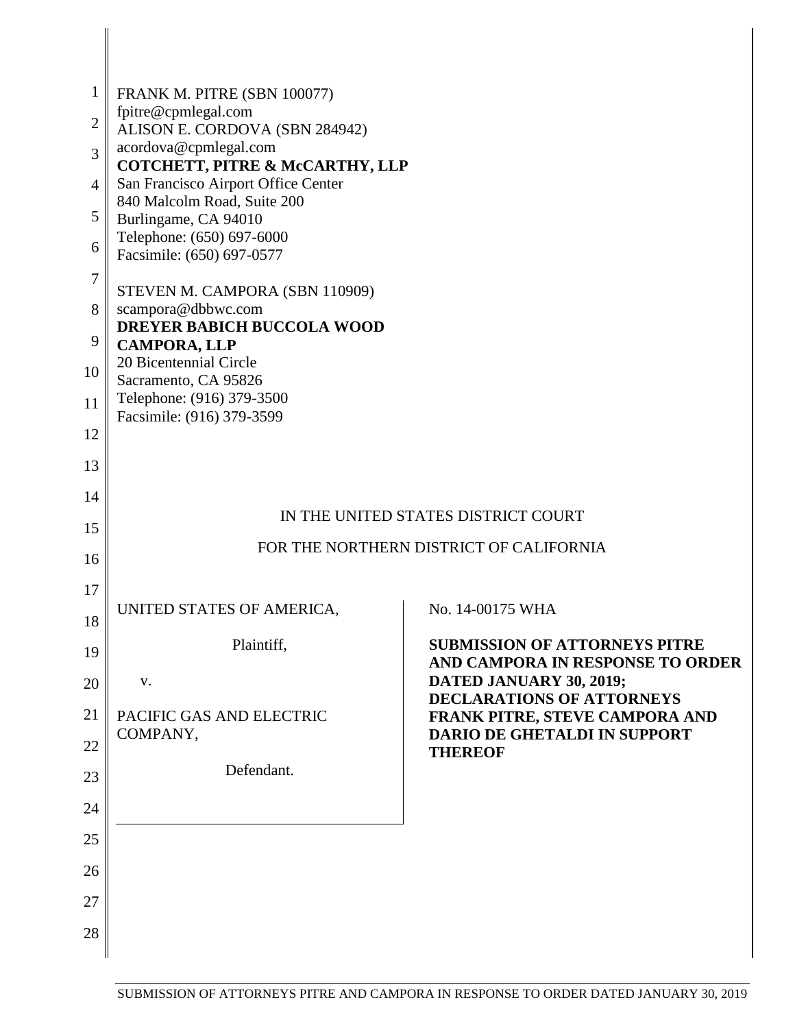FRANK M. PITRE (SBN 100077)
fpitre@cpmlegal.com
ALISON E. CORDOVA (SBN 284942)
acordova@cpmlegal.com
**COTCHETT, PITRE & McCARTHY, LLP**
San Francisco Airport Office Center
840 Malcolm Road, Suite 200
Burlingame, CA 94010
Telephone: (650) 697-6000
Facsimile: (650) 697-0577

STEVEN M. CAMPORA (SBN 110909)
scampora@dbbwc.com
**DREYER BABICH BUCCOLA WOOD CAMPORA, LLP**
20 Bicentennial Circle
Sacramento, CA 95826
Telephone: (916) 379-3500
Facsimile: (916) 379-3599

IN THE UNITED STATES DISTRICT COURT

FOR THE NORTHERN DISTRICT OF CALIFORNIA

UNITED STATES OF AMERICA,

Plaintiff,

v.

PACIFIC GAS AND ELECTRIC COMPANY,

Defendant.

No. 14-00175 WHA

**SUBMISSION OF ATTORNEYS PITRE AND CAMPORA IN RESPONSE TO ORDER DATED JANUARY 30, 2019; DECLARATIONS OF ATTORNEYS FRANK PITRE, STEVE CAMPORA AND DARIO DE GHETALDI IN SUPPORT THEREOF**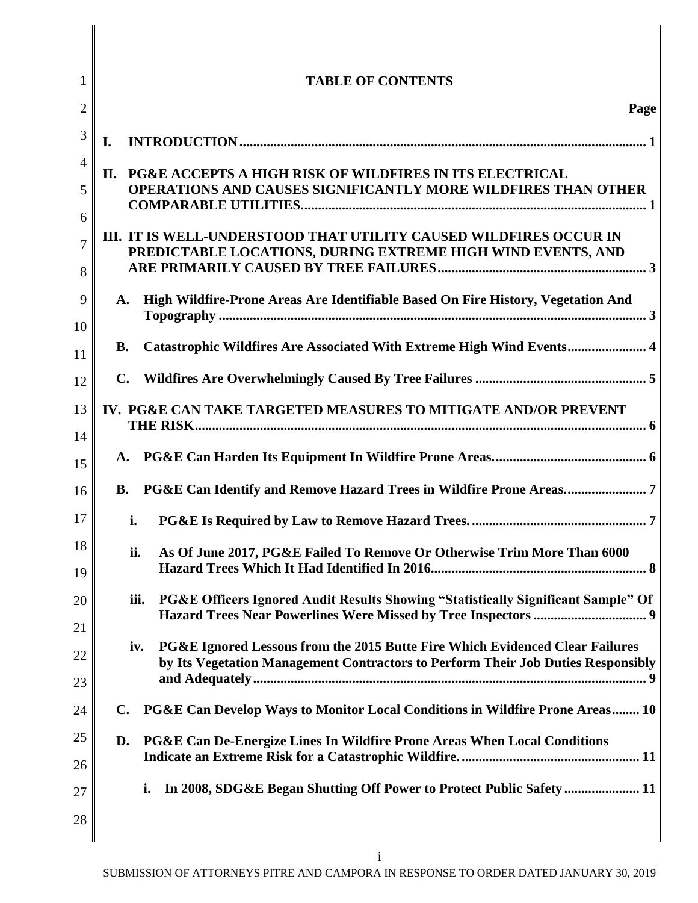# TABLE OF CONTENTS

| | Page |
|---|---|
| **I. INTRODUCTION** | **1** |
| **II. PG&E ACCEPTS A HIGH RISK OF WILDFIRES IN ITS ELECTRICAL OPERATIONS AND CAUSES SIGNIFICANTLY MORE WILDFIRES THAN OTHER COMPARABLE UTILITIES.** | **1** |
| **III. IT IS WELL-UNDERSTOOD THAT UTILITY CAUSED WILDFIRES OCCUR IN PREDICTABLE LOCATIONS, DURING EXTREME HIGH WIND EVENTS, AND ARE PRIMARILY CAUSED BY TREE FAILURES** | **3** |
| **A. High Wildfire-Prone Areas Are Identifiable Based On Fire History, Vegetation And Topography** | **3** |
| **B. Catastrophic Wildfires Are Associated With Extreme High Wind Events** | **4** |
| **C. Wildfires Are Overwhelmingly Caused By Tree Failures** | **5** |
| **IV. PG&E CAN TAKE TARGETED MEASURES TO MITIGATE AND/OR PREVENT THE RISK** | **6** |
| **A. PG&E Can Harden Its Equipment In Wildfire Prone Areas.** | **6** |
| **B. PG&E Can Identify and Remove Hazard Trees in Wildfire Prone Areas.** | **7** |
| **i. PG&E Is Required by Law to Remove Hazard Trees.** | **7** |
| **ii. As Of June 2017, PG&E Failed To Remove Or Otherwise Trim More Than 6000 Hazard Trees Which It Had Identified In 2016** | **8** |
| **iii. PG&E Officers Ignored Audit Results Showing "Statistically Significant Sample" Of Hazard Trees Near Powerlines Were Missed by Tree Inspectors** | **9** |
| **iv. PG&E Ignored Lessons from the 2015 Butte Fire Which Evidenced Clear Failures by Its Vegetation Management Contractors to Perform Their Job Duties Responsibly and Adequately** | **9** |
| **C. PG&E Can Develop Ways to Monitor Local Conditions in Wildfire Prone Areas** | **10** |
| **D. PG&E Can De-Energize Lines In Wildfire Prone Areas When Local Conditions Indicate an Extreme Risk for a Catastrophic Wildfire.** | **11** |
| **i. In 2008, SDG&E Began Shutting Off Power to Protect Public Safety** | **11** |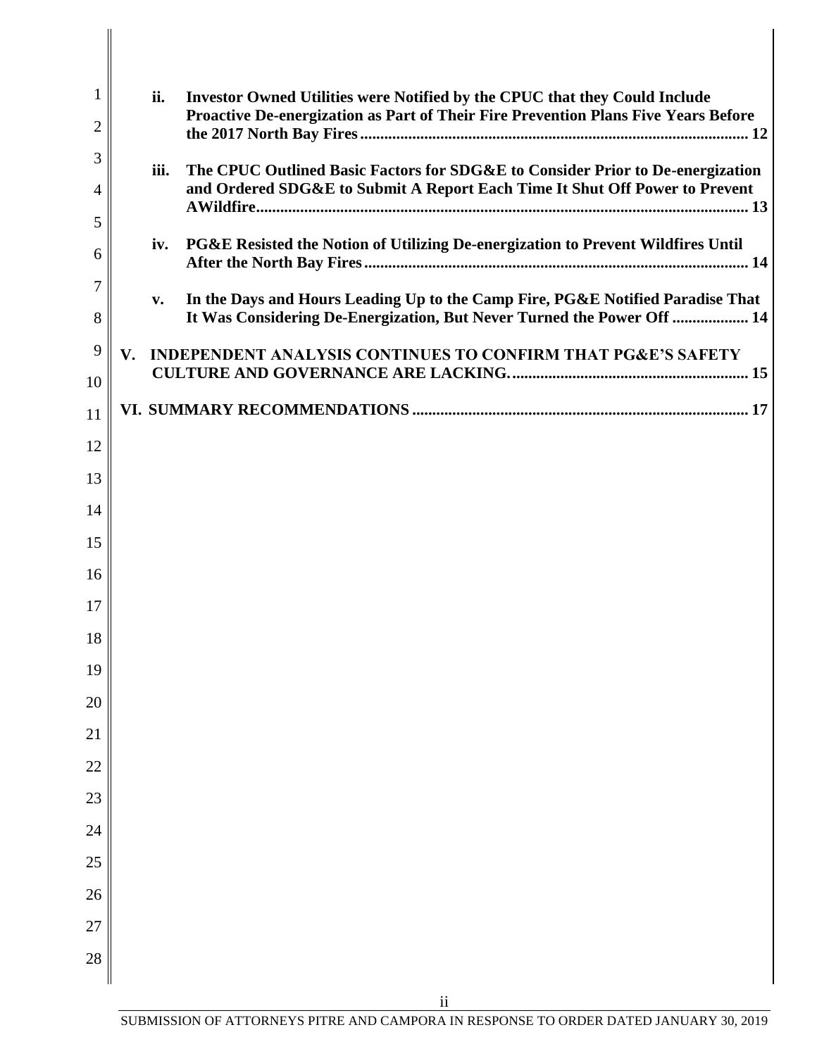ii. **Investor Owned Utilities were Notified by the CPUC that they Could Include Proactive De-energization as Part of Their Fire Prevention Plans Five Years Before the 2017 North Bay Fires** ........................................................................................... 12

iii. **The CPUC Outlined Basic Factors for SDG&E to Consider Prior to De-energization and Ordered SDG&E to Submit A Report Each Time It Shut Off Power to Prevent AWildfire** ........................................................................................................... 13

iv. **PG&E Resisted the Notion of Utilizing De-energization to Prevent Wildfires Until After the North Bay Fires** ............................................................................................. 14

v. **In the Days and Hours Leading Up to the Camp Fire, PG&E Notified Paradise That It Was Considering De-Energization, But Never Turned the Power Off** .................. 14

**V. INDEPENDENT ANALYSIS CONTINUES TO CONFIRM THAT PG&E'S SAFETY CULTURE AND GOVERNANCE ARE LACKING.** ......................................................... 15

**VI. SUMMARY RECOMMENDATIONS** .................................................................................. 17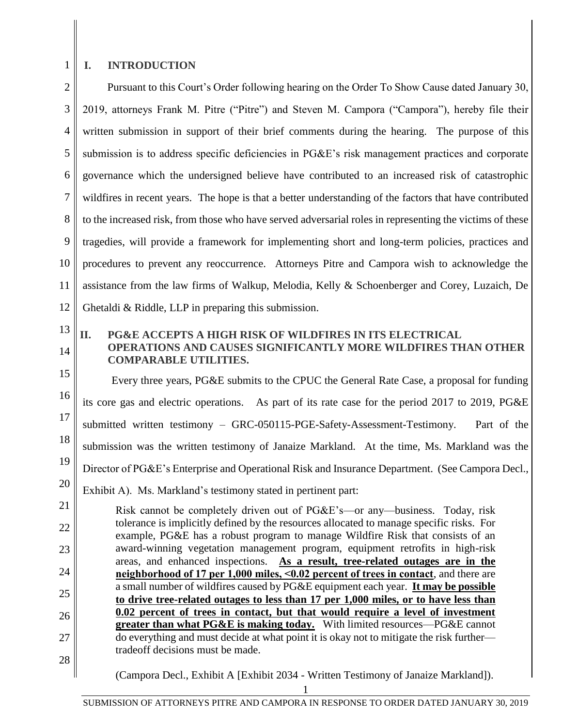## I. INTRODUCTION

Pursuant to this Court's Order following hearing on the Order To Show Cause dated January 30, 2019, attorneys Frank M. Pitre ("Pitre") and Steven M. Campora ("Campora"), hereby file their written submission in support of their brief comments during the hearing. The purpose of this submission is to address specific deficiencies in PG&E's risk management practices and corporate governance which the undersigned believe have contributed to an increased risk of catastrophic wildfires in recent years. The hope is that a better understanding of the factors that have contributed to the increased risk, from those who have served adversarial roles in representing the victims of these tragedies, will provide a framework for implementing short and long-term policies, practices and procedures to prevent any reoccurrence. Attorneys Pitre and Campora wish to acknowledge the assistance from the law firms of Walkup, Melodia, Kelly & Schoenberger and Corey, Luzaich, De Ghetaldi & Riddle, LLP in preparing this submission.

## II. PG&E ACCEPTS A HIGH RISK OF WILDFIRES IN ITS ELECTRICAL OPERATIONS AND CAUSES SIGNIFICANTLY MORE WILDFIRES THAN OTHER COMPARABLE UTILITIES.

Every three years, PG&E submits to the CPUC the General Rate Case, a proposal for funding its core gas and electric operations. As part of its rate case for the period 2017 to 2019, PG&E submitted written testimony – GRC-050115-PGE-Safety-Assessment-Testimony. Part of the submission was the written testimony of Janaize Markland. At the time, Ms. Markland was the Director of PG&E's Enterprise and Operational Risk and Insurance Department. (See Campora Decl., Exhibit A). Ms. Markland's testimony stated in pertinent part:

> Risk cannot be completely driven out of PG&E's—or any—business. Today, risk tolerance is implicitly defined by the resources allocated to manage specific risks. For example, PG&E has a robust program to manage Wildfire Risk that consists of an award-winning vegetation management program, equipment retrofits in high-risk areas, and enhanced inspections. **<u>As a result, tree-related outages are in the neighborhood of 17 per 1,000 miles, <0.02 percent of trees in contact</u>**, and there are a small number of wildfires caused by PG&E equipment each year. **<u>It may be possible to drive tree-related outages to less than 17 per 1,000 miles, or to have less than 0.02 percent of trees in contact, but that would require a level of investment greater than what PG&E is making today.</u>** With limited resources—PG&E cannot do everything and must decide at what point it is okay not to mitigate the risk further—tradeoff decisions must be made.

(Campora Decl., Exhibit A [Exhibit 2034 - Written Testimony of Janaize Markland]).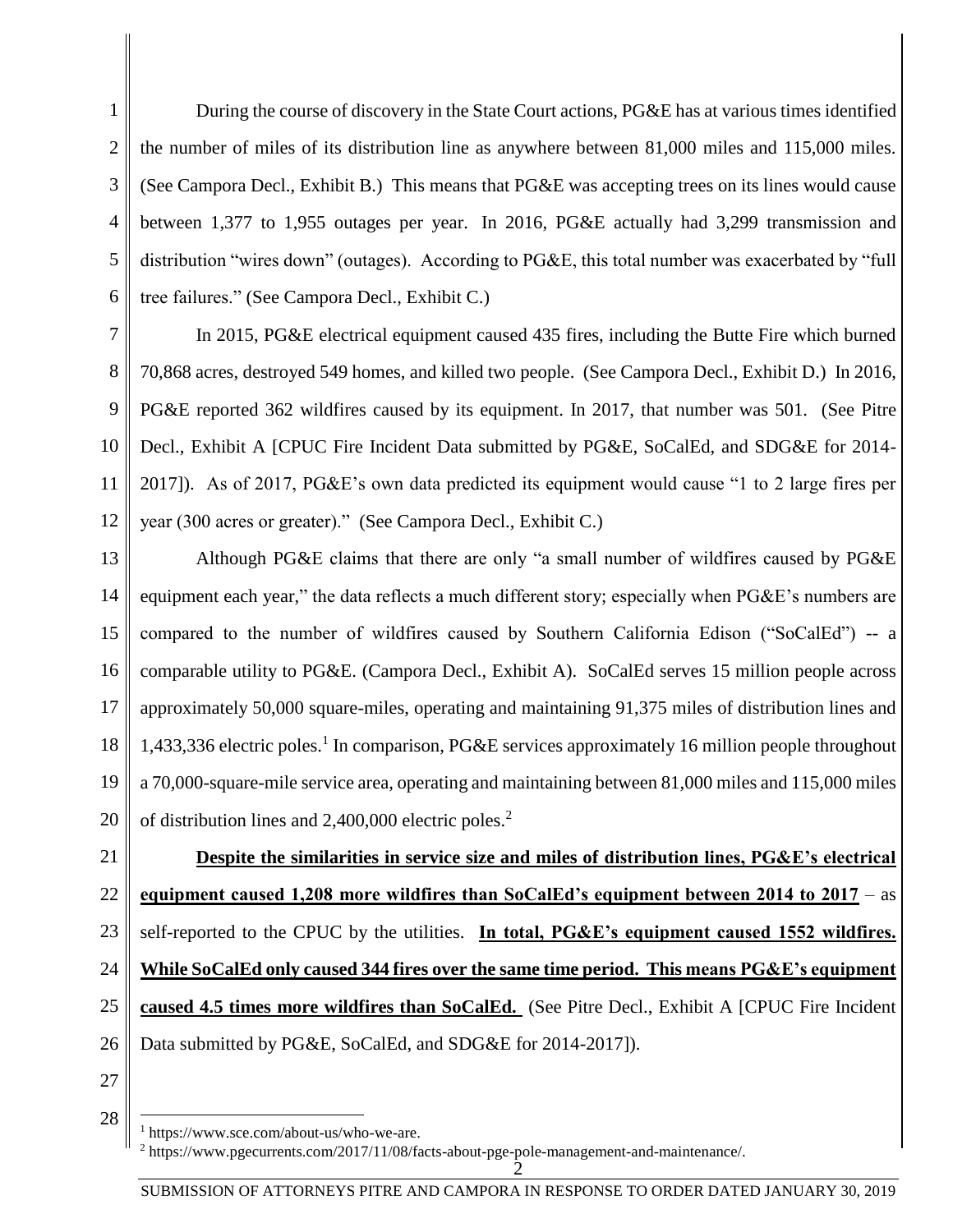During the course of discovery in the State Court actions, PG&E has at various times identified the number of miles of its distribution line as anywhere between 81,000 miles and 115,000 miles. (See Campora Decl., Exhibit B.) This means that PG&E was accepting trees on its lines would cause between 1,377 to 1,955 outages per year. In 2016, PG&E actually had 3,299 transmission and distribution "wires down" (outages). According to PG&E, this total number was exacerbated by "full tree failures." (See Campora Decl., Exhibit C.)

In 2015, PG&E electrical equipment caused 435 fires, including the Butte Fire which burned 70,868 acres, destroyed 549 homes, and killed two people. (See Campora Decl., Exhibit D.) In 2016, PG&E reported 362 wildfires caused by its equipment. In 2017, that number was 501. (See Pitre Decl., Exhibit A [CPUC Fire Incident Data submitted by PG&E, SoCalEd, and SDG&E for 2014-2017]). As of 2017, PG&E's own data predicted its equipment would cause "1 to 2 large fires per year (300 acres or greater)." (See Campora Decl., Exhibit C.)

Although PG&E claims that there are only "a small number of wildfires caused by PG&E equipment each year," the data reflects a much different story; especially when PG&E's numbers are compared to the number of wildfires caused by Southern California Edison ("SoCalEd") -- a comparable utility to PG&E. (Campora Decl., Exhibit A). SoCalEd serves 15 million people across approximately 50,000 square-miles, operating and maintaining 91,375 miles of distribution lines and 1,433,336 electric poles.[1] In comparison, PG&E services approximately 16 million people throughout a 70,000-square-mile service area, operating and maintaining between 81,000 miles and 115,000 miles of distribution lines and 2,400,000 electric poles.[2]

**Despite the similarities in service size and miles of distribution lines, PG&E's electrical equipment caused 1,208 more wildfires than SoCalEd's equipment between 2014 to 2017** – as self-reported to the CPUC by the utilities. **In total, PG&E's equipment caused 1552 wildfires. While SoCalEd only caused 344 fires over the same time period. This means PG&E's equipment caused 4.5 times more wildfires than SoCalEd.** (See Pitre Decl., Exhibit A [CPUC Fire Incident Data submitted by PG&E, SoCalEd, and SDG&E for 2014-2017]).

---

[1] https://www.sce.com/about-us/who-we-are.

[2] https://www.pgecurrents.com/2017/11/08/facts-about-pge-pole-management-and-maintenance/.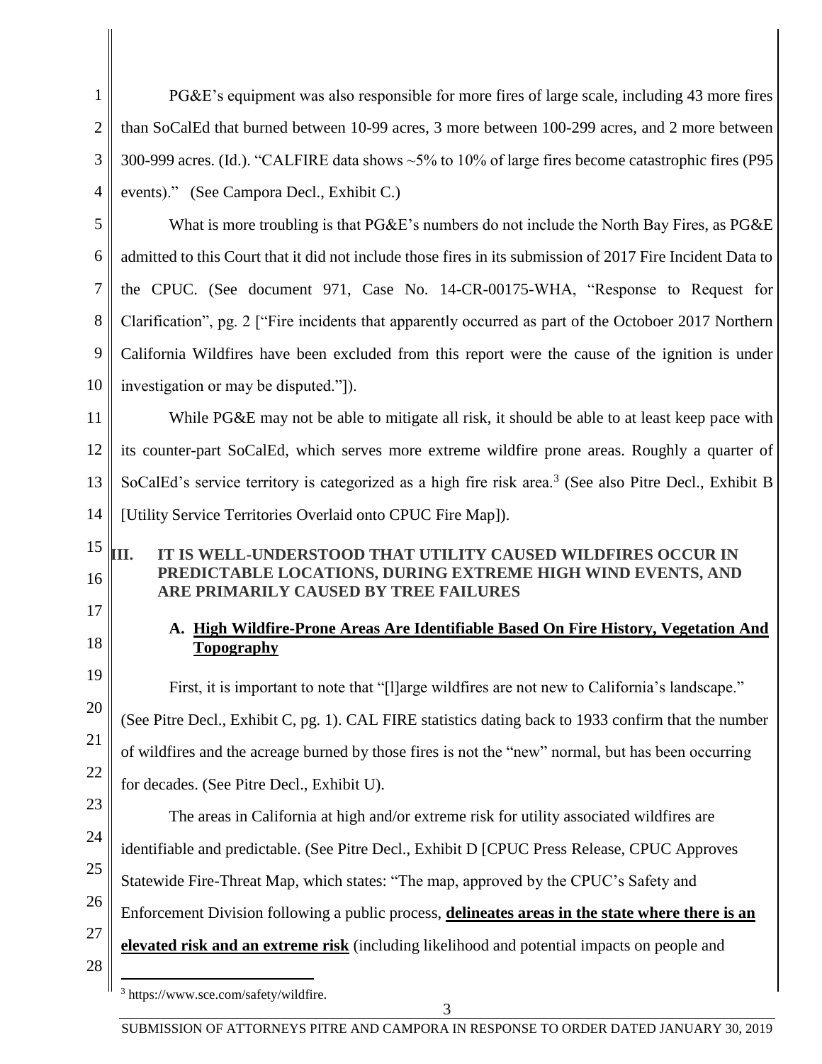PG&E's equipment was also responsible for more fires of large scale, including 43 more fires than SoCalEd that burned between 10-99 acres, 3 more between 100-299 acres, and 2 more between 300-999 acres. (Id.). "CALFIRE data shows ~5% to 10% of large fires become catastrophic fires (P95 events)." (See Campora Decl., Exhibit C.)

What is more troubling is that PG&E's numbers do not include the North Bay Fires, as PG&E admitted to this Court that it did not include those fires in its submission of 2017 Fire Incident Data to the CPUC. (See document 971, Case No. 14-CR-00175-WHA, "Response to Request for Clarification", pg. 2 ["Fire incidents that apparently occurred as part of the Octoboer 2017 Northern California Wildfires have been excluded from this report were the cause of the ignition is under investigation or may be disputed."]).

While PG&E may not be able to mitigate all risk, it should be able to at least keep pace with its counter-part SoCalEd, which serves more extreme wildfire prone areas. Roughly a quarter of SoCalEd's service territory is categorized as a high fire risk area.[3] (See also Pitre Decl., Exhibit B [Utility Service Territories Overlaid onto CPUC Fire Map]).

## III. IT IS WELL-UNDERSTOOD THAT UTILITY CAUSED WILDFIRES OCCUR IN PREDICTABLE LOCATIONS, DURING EXTREME HIGH WIND EVENTS, AND ARE PRIMARILY CAUSED BY TREE FAILURES

### A. High Wildfire-Prone Areas Are Identifiable Based On Fire History, Vegetation And Topography

First, it is important to note that "[l]arge wildfires are not new to California's landscape." (See Pitre Decl., Exhibit C, pg. 1). CAL FIRE statistics dating back to 1933 confirm that the number of wildfires and the acreage burned by those fires is not the "new" normal, but has been occurring for decades. (See Pitre Decl., Exhibit U).

The areas in California at high and/or extreme risk for utility associated wildfires are identifiable and predictable. (See Pitre Decl., Exhibit D [CPUC Press Release, CPUC Approves Statewide Fire-Threat Map, which states: "The map, approved by the CPUC's Safety and Enforcement Division following a public process, **delineates areas in the state where there is an elevated risk and an extreme risk** (including likelihood and potential impacts on people and

---

[3] https://www.sce.com/safety/wildfire.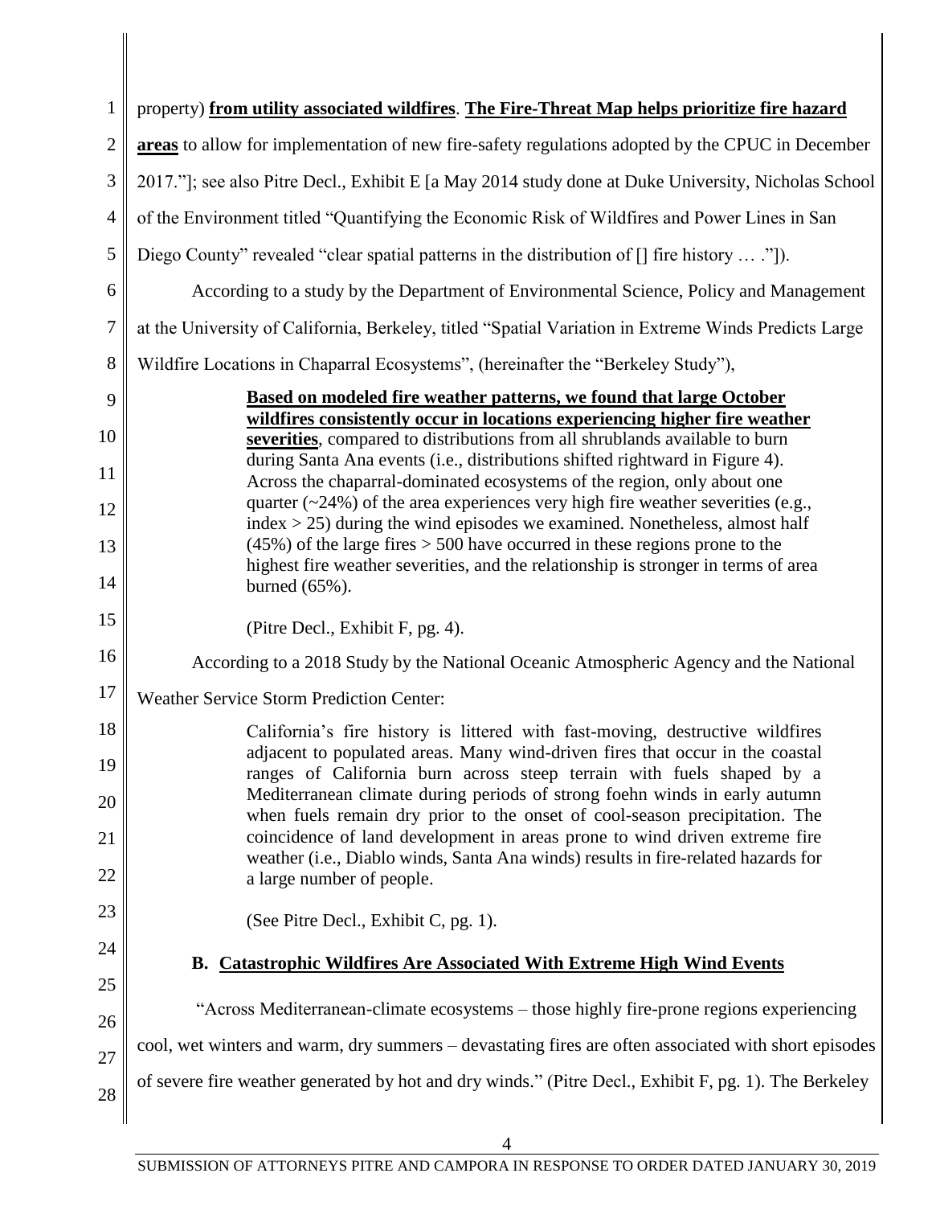property) **from utility associated wildfires**. **The Fire-Threat Map helps prioritize fire hazard areas** to allow for implementation of new fire-safety regulations adopted by the CPUC in December 2017."]; see also Pitre Decl., Exhibit E [a May 2014 study done at Duke University, Nicholas School of the Environment titled "Quantifying the Economic Risk of Wildfires and Power Lines in San Diego County" revealed "clear spatial patterns in the distribution of [] fire history … ."]).

According to a study by the Department of Environmental Science, Policy and Management at the University of California, Berkeley, titled "Spatial Variation in Extreme Winds Predicts Large Wildfire Locations in Chaparral Ecosystems", (hereinafter the "Berkeley Study"),

> **Based on modeled fire weather patterns, we found that large October wildfires consistently occur in locations experiencing higher fire weather severities**, compared to distributions from all shrublands available to burn during Santa Ana events (i.e., distributions shifted rightward in Figure 4). Across the chaparral-dominated ecosystems of the region, only about one quarter (~24%) of the area experiences very high fire weather severities (e.g., index > 25) during the wind episodes we examined. Nonetheless, almost half (45%) of the large fires > 500 have occurred in these regions prone to the highest fire weather severities, and the relationship is stronger in terms of area burned (65%).
>
> (Pitre Decl., Exhibit F, pg. 4).

According to a 2018 Study by the National Oceanic Atmospheric Agency and the National Weather Service Storm Prediction Center:

> California's fire history is littered with fast-moving, destructive wildfires adjacent to populated areas. Many wind-driven fires that occur in the coastal ranges of California burn across steep terrain with fuels shaped by a Mediterranean climate during periods of strong foehn winds in early autumn when fuels remain dry prior to the onset of cool-season precipitation. The coincidence of land development in areas prone to wind driven extreme fire weather (i.e., Diablo winds, Santa Ana winds) results in fire-related hazards for a large number of people.
>
> (See Pitre Decl., Exhibit C, pg. 1).

### B. Catastrophic Wildfires Are Associated With Extreme High Wind Events

"Across Mediterranean-climate ecosystems – those highly fire-prone regions experiencing cool, wet winters and warm, dry summers – devastating fires are often associated with short episodes of severe fire weather generated by hot and dry winds." (Pitre Decl., Exhibit F, pg. 1). The Berkeley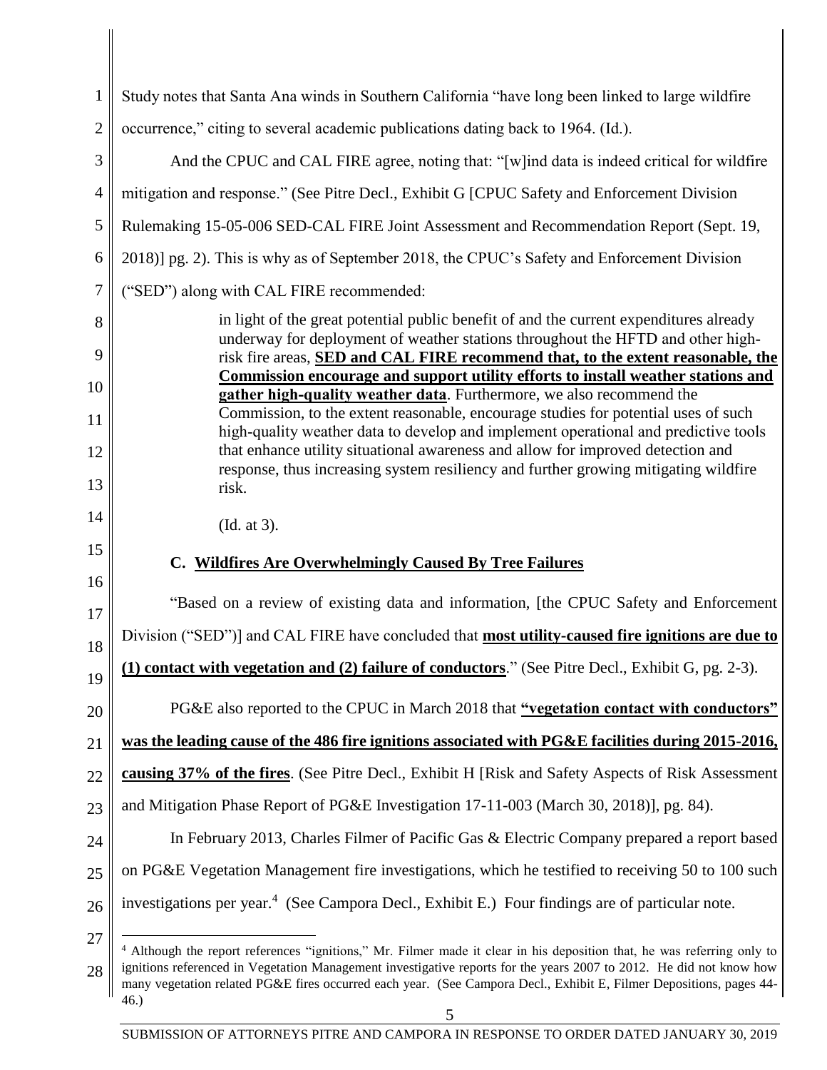Study notes that Santa Ana winds in Southern California "have long been linked to large wildfire occurrence," citing to several academic publications dating back to 1964. (Id.).

And the CPUC and CAL FIRE agree, noting that: "[w]ind data is indeed critical for wildfire mitigation and response." (See Pitre Decl., Exhibit G [CPUC Safety and Enforcement Division Rulemaking 15-05-006 SED-CAL FIRE Joint Assessment and Recommendation Report (Sept. 19, 2018)] pg. 2). This is why as of September 2018, the CPUC's Safety and Enforcement Division ("SED") along with CAL FIRE recommended:

> in light of the great potential public benefit of and the current expenditures already underway for deployment of weather stations throughout the HFTD and other high-risk fire areas, **SED and CAL FIRE recommend that, to the extent reasonable, the Commission encourage and support utility efforts to install weather stations and gather high-quality weather data**. Furthermore, we also recommend the Commission, to the extent reasonable, encourage studies for potential uses of such high-quality weather data to develop and implement operational and predictive tools that enhance utility situational awareness and allow for improved detection and response, thus increasing system resiliency and further growing mitigating wildfire risk.
>
> (Id. at 3).

### C. Wildfires Are Overwhelmingly Caused By Tree Failures

"Based on a review of existing data and information, [the CPUC Safety and Enforcement Division ("SED")] and CAL FIRE have concluded that **most utility-caused fire ignitions are due to (1) contact with vegetation and (2) failure of conductors**." (See Pitre Decl., Exhibit G, pg. 2-3).

PG&E also reported to the CPUC in March 2018 that **"vegetation contact with conductors" was the leading cause of the 486 fire ignitions associated with PG&E facilities during 2015-2016, causing 37% of the fires**. (See Pitre Decl., Exhibit H [Risk and Safety Aspects of Risk Assessment and Mitigation Phase Report of PG&E Investigation 17-11-003 (March 30, 2018)], pg. 84).

In February 2013, Charles Filmer of Pacific Gas & Electric Company prepared a report based on PG&E Vegetation Management fire investigations, which he testified to receiving 50 to 100 such investigations per year.[4] (See Campora Decl., Exhibit E.) Four findings are of particular note.

---

[4] Although the report references "ignitions," Mr. Filmer made it clear in his deposition that, he was referring only to ignitions referenced in Vegetation Management investigative reports for the years 2007 to 2012. He did not know how many vegetation related PG&E fires occurred each year. (See Campora Decl., Exhibit E, Filmer Depositions, pages 44-46.)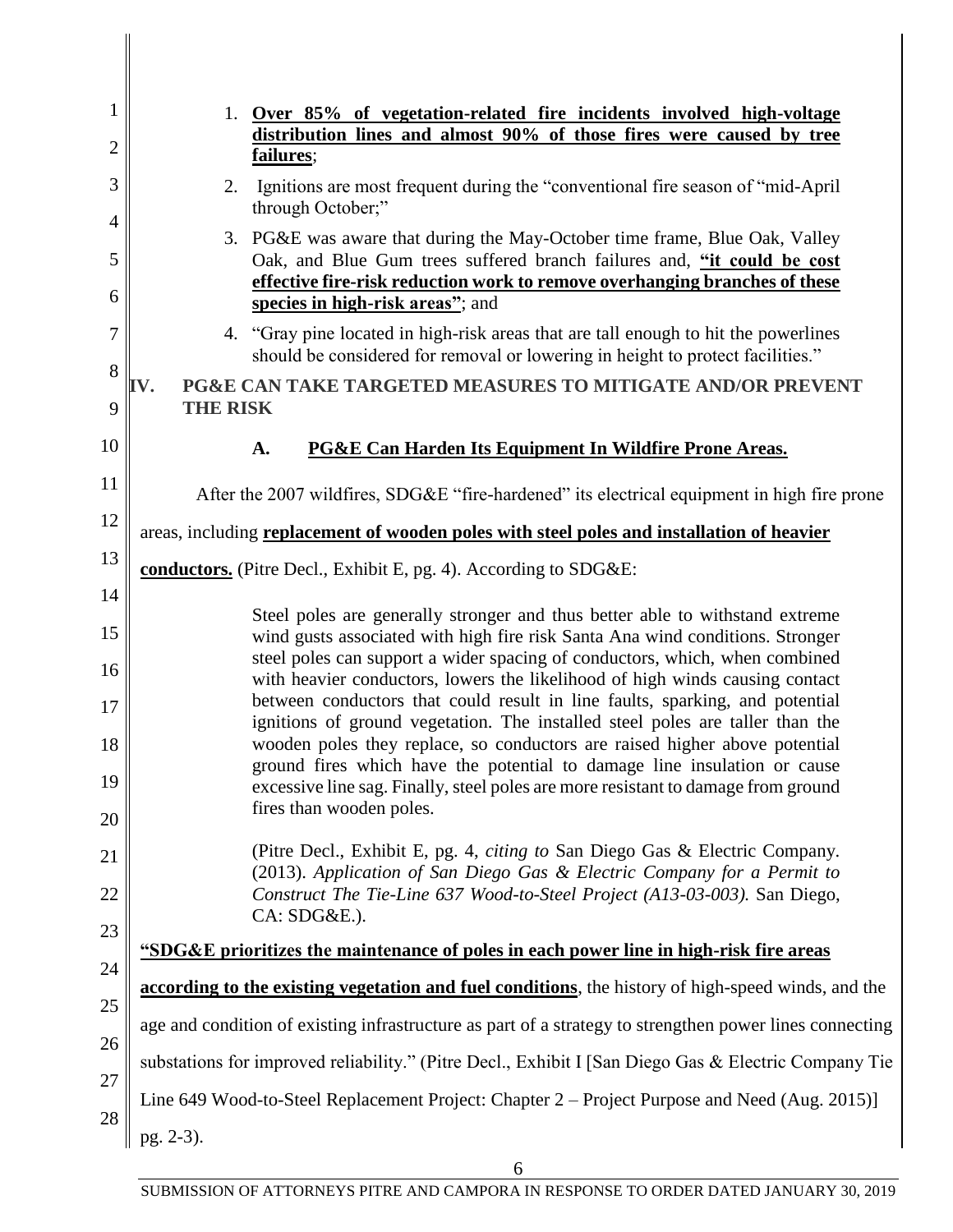1. **Over 85% of vegetation-related fire incidents involved high-voltage distribution lines and almost 90% of those fires were caused by tree failures**;
2. Ignitions are most frequent during the "conventional fire season of "mid-April through October;"
3. PG&E was aware that during the May-October time frame, Blue Oak, Valley Oak, and Blue Gum trees suffered branch failures and, **"it could be cost effective fire-risk reduction work to remove overhanging branches of these species in high-risk areas"**; and
4. "Gray pine located in high-risk areas that are tall enough to hit the powerlines should be considered for removal or lowering in height to protect facilities."

## IV. PG&E CAN TAKE TARGETED MEASURES TO MITIGATE AND/OR PREVENT THE RISK

### A. **PG&E Can Harden Its Equipment In Wildfire Prone Areas.**

After the 2007 wildfires, SDG&E "fire-hardened" its electrical equipment in high fire prone areas, including **replacement of wooden poles with steel poles and installation of heavier conductors.** (Pitre Decl., Exhibit E, pg. 4). According to SDG&E:

> Steel poles are generally stronger and thus better able to withstand extreme wind gusts associated with high fire risk Santa Ana wind conditions. Stronger steel poles can support a wider spacing of conductors, which, when combined with heavier conductors, lowers the likelihood of high winds causing contact between conductors that could result in line faults, sparking, and potential ignitions of ground vegetation. The installed steel poles are taller than the wooden poles they replace, so conductors are raised higher above potential ground fires which have the potential to damage line insulation or cause excessive line sag. Finally, steel poles are more resistant to damage from ground fires than wooden poles.
>
> (Pitre Decl., Exhibit E, pg. 4, *citing to* San Diego Gas & Electric Company. (2013). *Application of San Diego Gas & Electric Company for a Permit to Construct The Tie-Line 637 Wood-to-Steel Project (A13-03-003).* San Diego, CA: SDG&E.).

**"SDG&E prioritizes the maintenance of poles in each power line in high-risk fire areas according to the existing vegetation and fuel conditions**, the history of high-speed winds, and the age and condition of existing infrastructure as part of a strategy to strengthen power lines connecting substations for improved reliability." (Pitre Decl., Exhibit I [San Diego Gas & Electric Company Tie Line 649 Wood-to-Steel Replacement Project: Chapter 2 – Project Purpose and Need (Aug. 2015)] pg. 2-3).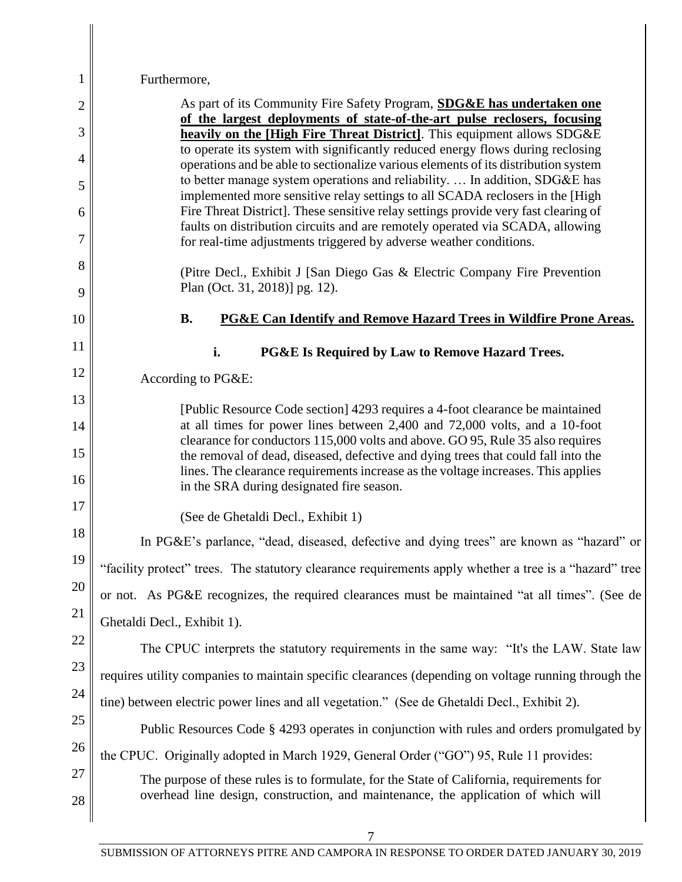Furthermore,

> As part of its Community Fire Safety Program, **<u>SDG&E has undertaken one of the largest deployments of state-of-the-art pulse reclosers, focusing heavily on the [High Fire Threat District]</u>**. This equipment allows SDG&E to operate its system with significantly reduced energy flows during reclosing operations and be able to sectionalize various elements of its distribution system to better manage system operations and reliability. … In addition, SDG&E has implemented more sensitive relay settings to all SCADA reclosers in the [High Fire Threat District]. These sensitive relay settings provide very fast clearing of faults on distribution circuits and are remotely operated via SCADA, allowing for real-time adjustments triggered by adverse weather conditions.
>
> (Pitre Decl., Exhibit J [San Diego Gas & Electric Company Fire Prevention Plan (Oct. 31, 2018)] pg. 12).

### B. <u>PG&E Can Identify and Remove Hazard Trees in Wildfire Prone Areas.</u>

#### i. PG&E Is Required by Law to Remove Hazard Trees.

According to PG&E:

> [Public Resource Code section] 4293 requires a 4-foot clearance be maintained at all times for power lines between 2,400 and 72,000 volts, and a 10-foot clearance for conductors 115,000 volts and above. GO 95, Rule 35 also requires the removal of dead, diseased, defective and dying trees that could fall into the lines. The clearance requirements increase as the voltage increases. This applies in the SRA during designated fire season.
>
> (See de Ghetaldi Decl., Exhibit 1)

In PG&E's parlance, "dead, diseased, defective and dying trees" are known as "hazard" or "facility protect" trees. The statutory clearance requirements apply whether a tree is a "hazard" tree or not. As PG&E recognizes, the required clearances must be maintained "at all times". (See de Ghetaldi Decl., Exhibit 1).

The CPUC interprets the statutory requirements in the same way: "It's the LAW. State law requires utility companies to maintain specific clearances (depending on voltage running through the tine) between electric power lines and all vegetation." (See de Ghetaldi Decl., Exhibit 2).

Public Resources Code § 4293 operates in conjunction with rules and orders promulgated by the CPUC. Originally adopted in March 1929, General Order ("GO") 95, Rule 11 provides:

> The purpose of these rules is to formulate, for the State of California, requirements for overhead line design, construction, and maintenance, the application of which will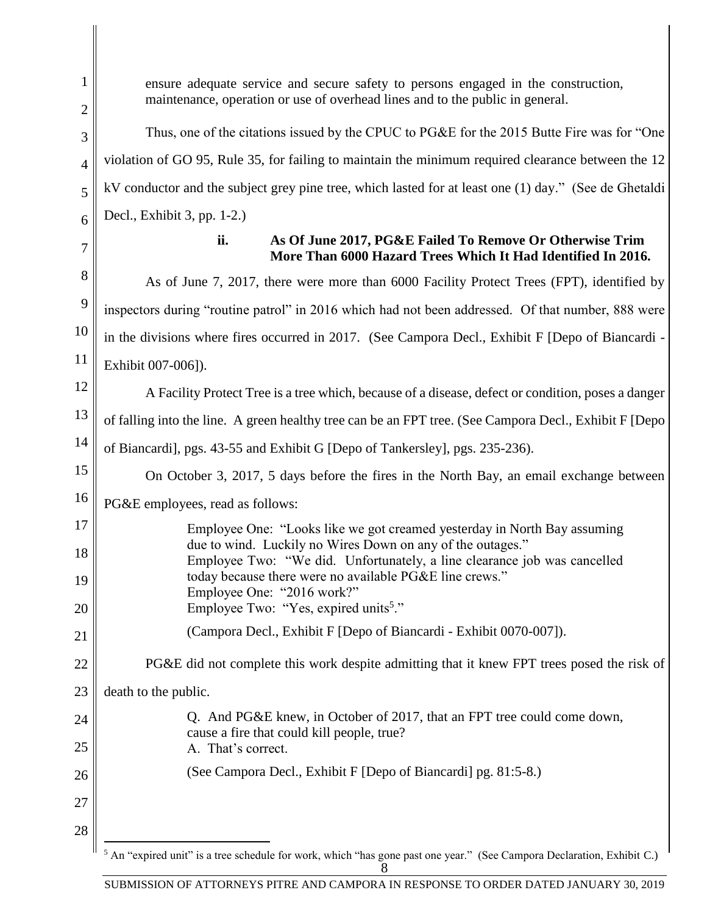ensure adequate service and secure safety to persons engaged in the construction, maintenance, operation or use of overhead lines and to the public in general.

Thus, one of the citations issued by the CPUC to PG&E for the 2015 Butte Fire was for "One violation of GO 95, Rule 35, for failing to maintain the minimum required clearance between the 12 kV conductor and the subject grey pine tree, which lasted for at least one (1) day." (See de Ghetaldi Decl., Exhibit 3, pp. 1-2.)

### ii. As Of June 2017, PG&E Failed To Remove Or Otherwise Trim More Than 6000 Hazard Trees Which It Had Identified In 2016.

As of June 7, 2017, there were more than 6000 Facility Protect Trees (FPT), identified by inspectors during "routine patrol" in 2016 which had not been addressed. Of that number, 888 were in the divisions where fires occurred in 2017. (See Campora Decl., Exhibit F [Depo of Biancardi - Exhibit 007-006]).

A Facility Protect Tree is a tree which, because of a disease, defect or condition, poses a danger of falling into the line. A green healthy tree can be an FPT tree. (See Campora Decl., Exhibit F [Depo of Biancardi], pgs. 43-55 and Exhibit G [Depo of Tankersley], pgs. 235-236).

On October 3, 2017, 5 days before the fires in the North Bay, an email exchange between PG&E employees, read as follows:

> Employee One: "Looks like we got creamed yesterday in North Bay assuming due to wind. Luckily no Wires Down on any of the outages."
> Employee Two: "We did. Unfortunately, a line clearance job was cancelled today because there were no available PG&E line crews."
> Employee One: "2016 work?"
> Employee Two: "Yes, expired units[5]."
>
> (Campora Decl., Exhibit F [Depo of Biancardi - Exhibit 0070-007]).

PG&E did not complete this work despite admitting that it knew FPT trees posed the risk of death to the public.

> Q. And PG&E knew, in October of 2017, that an FPT tree could come down, cause a fire that could kill people, true?
> A. That's correct.
>
> (See Campora Decl., Exhibit F [Depo of Biancardi] pg. 81:5-8.)

[5] An "expired unit" is a tree schedule for work, which "has gone past one year." (See Campora Declaration, Exhibit C.)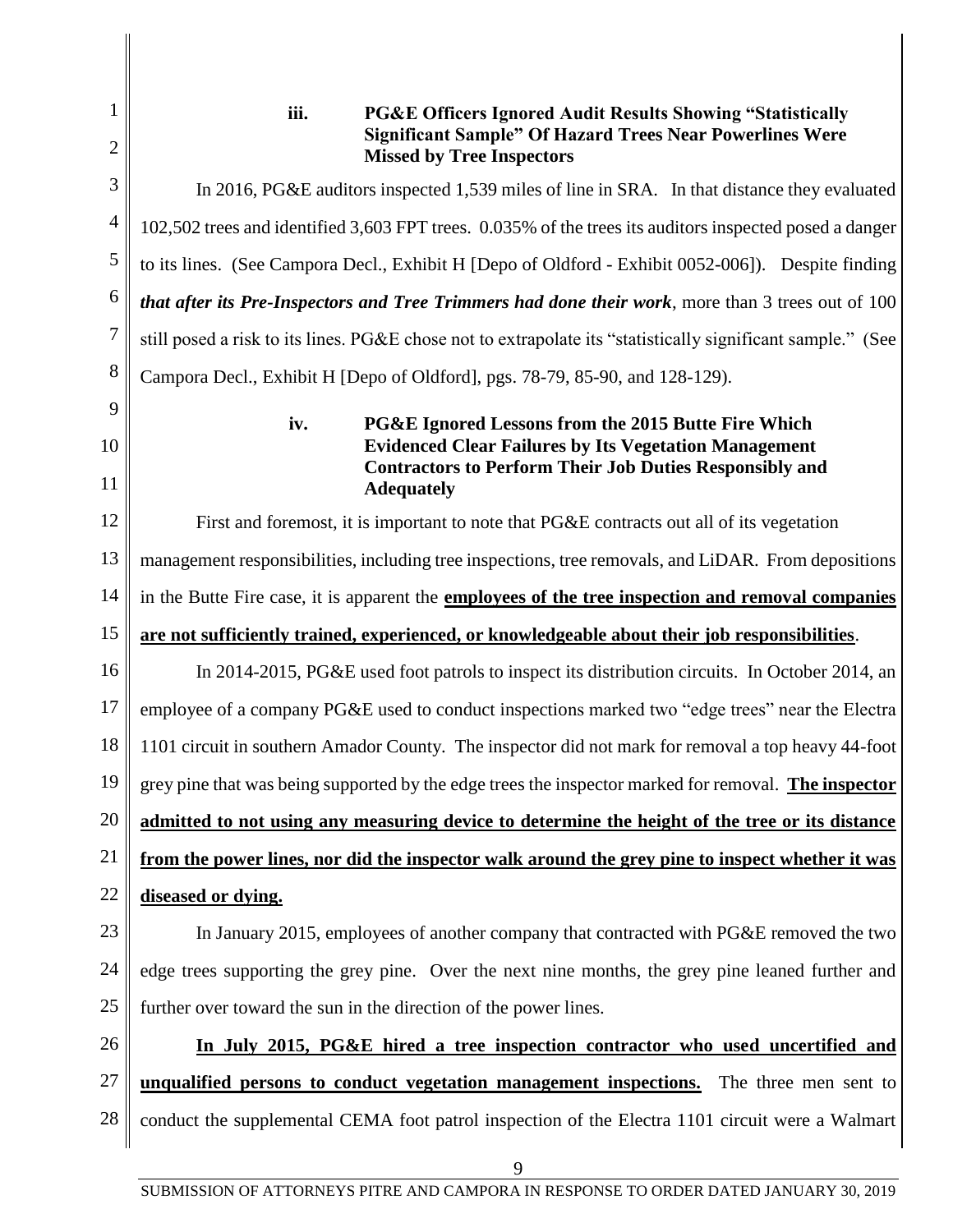### iii. PG&E Officers Ignored Audit Results Showing "Statistically Significant Sample" Of Hazard Trees Near Powerlines Were Missed by Tree Inspectors

In 2016, PG&E auditors inspected 1,539 miles of line in SRA. In that distance they evaluated 102,502 trees and identified 3,603 FPT trees. 0.035% of the trees its auditors inspected posed a danger to its lines. (See Campora Decl., Exhibit H [Depo of Oldford - Exhibit 0052-006]). Despite finding ***that after its Pre-Inspectors and Tree Trimmers had done their work***, more than 3 trees out of 100 still posed a risk to its lines. PG&E chose not to extrapolate its "statistically significant sample." (See Campora Decl., Exhibit H [Depo of Oldford], pgs. 78-79, 85-90, and 128-129).

### iv. PG&E Ignored Lessons from the 2015 Butte Fire Which Evidenced Clear Failures by Its Vegetation Management Contractors to Perform Their Job Duties Responsibly and Adequately

First and foremost, it is important to note that PG&E contracts out all of its vegetation management responsibilities, including tree inspections, tree removals, and LiDAR. From depositions in the Butte Fire case, it is apparent the **employees of the tree inspection and removal companies are not sufficiently trained, experienced, or knowledgeable about their job responsibilities**.

In 2014-2015, PG&E used foot patrols to inspect its distribution circuits. In October 2014, an employee of a company PG&E used to conduct inspections marked two "edge trees" near the Electra 1101 circuit in southern Amador County. The inspector did not mark for removal a top heavy 44-foot grey pine that was being supported by the edge trees the inspector marked for removal. **The inspector admitted to not using any measuring device to determine the height of the tree or its distance from the power lines, nor did the inspector walk around the grey pine to inspect whether it was diseased or dying.**

In January 2015, employees of another company that contracted with PG&E removed the two edge trees supporting the grey pine. Over the next nine months, the grey pine leaned further and further over toward the sun in the direction of the power lines.

**In July 2015, PG&E hired a tree inspection contractor who used uncertified and unqualified persons to conduct vegetation management inspections.** The three men sent to conduct the supplemental CEMA foot patrol inspection of the Electra 1101 circuit were a Walmart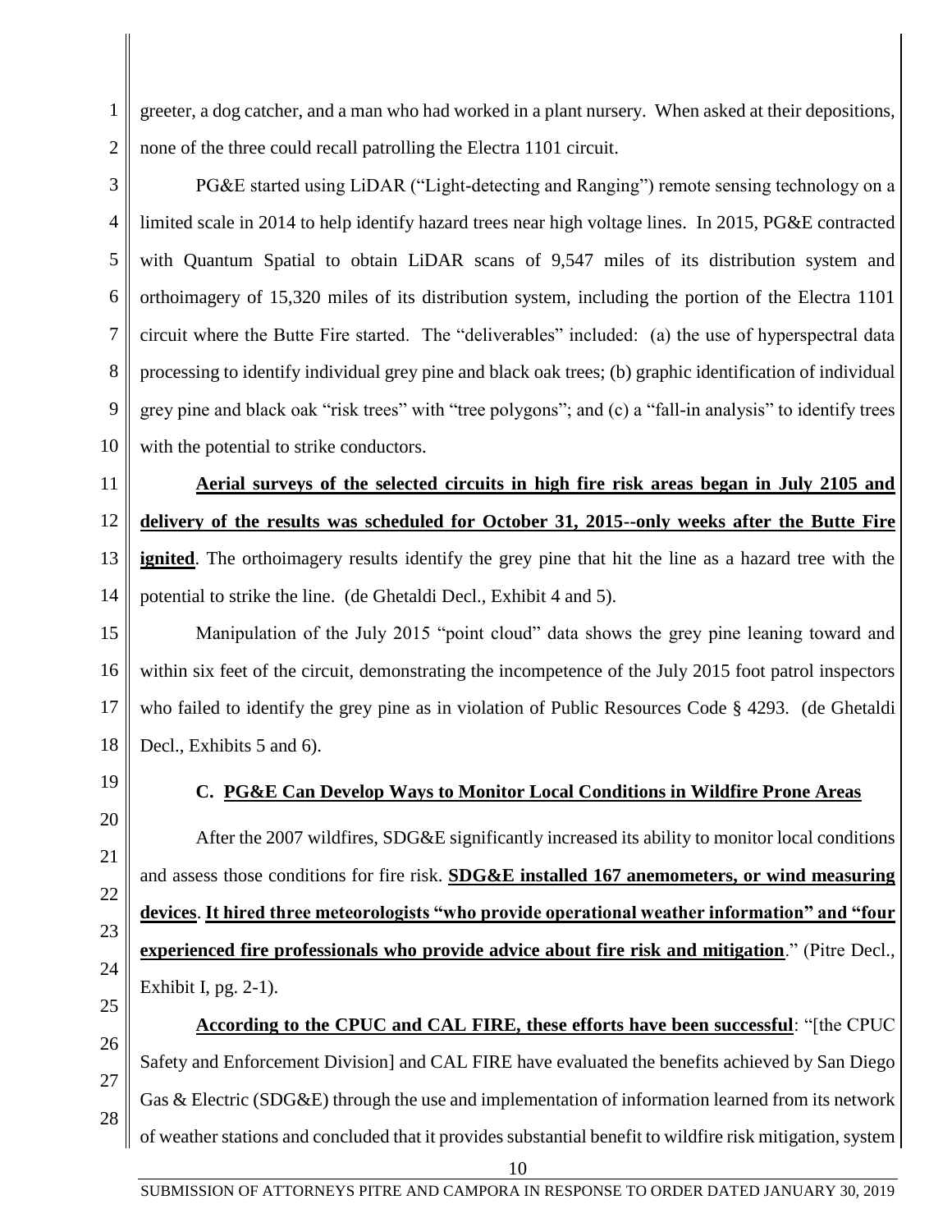greeter, a dog catcher, and a man who had worked in a plant nursery. When asked at their depositions, none of the three could recall patrolling the Electra 1101 circuit.

PG&E started using LiDAR ("Light-detecting and Ranging") remote sensing technology on a limited scale in 2014 to help identify hazard trees near high voltage lines. In 2015, PG&E contracted with Quantum Spatial to obtain LiDAR scans of 9,547 miles of its distribution system and orthoimagery of 15,320 miles of its distribution system, including the portion of the Electra 1101 circuit where the Butte Fire started. The "deliverables" included: (a) the use of hyperspectral data processing to identify individual grey pine and black oak trees; (b) graphic identification of individual grey pine and black oak "risk trees" with "tree polygons"; and (c) a "fall-in analysis" to identify trees with the potential to strike conductors.

**Aerial surveys of the selected circuits in high fire risk areas began in July 2105 and delivery of the results was scheduled for October 31, 2015--only weeks after the Butte Fire ignited**. The orthoimagery results identify the grey pine that hit the line as a hazard tree with the potential to strike the line. (de Ghetaldi Decl., Exhibit 4 and 5).

Manipulation of the July 2015 "point cloud" data shows the grey pine leaning toward and within six feet of the circuit, demonstrating the incompetence of the July 2015 foot patrol inspectors who failed to identify the grey pine as in violation of Public Resources Code § 4293. (de Ghetaldi Decl., Exhibits 5 and 6).

### C. PG&E Can Develop Ways to Monitor Local Conditions in Wildfire Prone Areas

After the 2007 wildfires, SDG&E significantly increased its ability to monitor local conditions and assess those conditions for fire risk. **SDG&E installed 167 anemometers, or wind measuring devices**. **It hired three meteorologists "who provide operational weather information" and "four experienced fire professionals who provide advice about fire risk and mitigation**." (Pitre Decl., Exhibit I, pg. 2-1).

**According to the CPUC and CAL FIRE, these efforts have been successful**: "[the CPUC Safety and Enforcement Division] and CAL FIRE have evaluated the benefits achieved by San Diego Gas & Electric (SDG&E) through the use and implementation of information learned from its network of weather stations and concluded that it provides substantial benefit to wildfire risk mitigation, system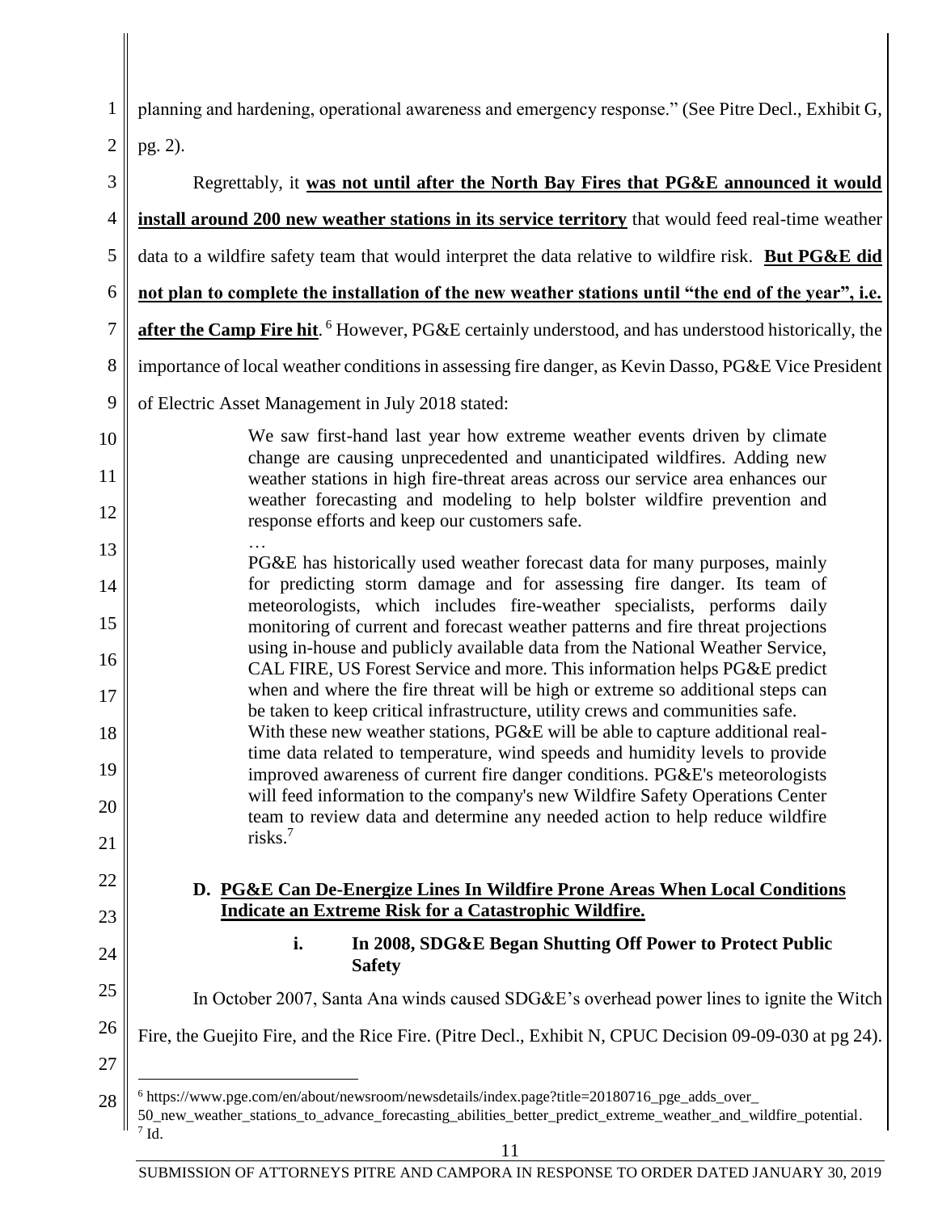planning and hardening, operational awareness and emergency response." (See Pitre Decl., Exhibit G, pg. 2).

Regrettably, it **was not until after the North Bay Fires that PG&E announced it would install around 200 new weather stations in its service territory** that would feed real-time weather data to a wildfire safety team that would interpret the data relative to wildfire risk. **But PG&E did not plan to complete the installation of the new weather stations until "the end of the year", i.e. after the Camp Fire hit**.[6] However, PG&E certainly understood, and has understood historically, the importance of local weather conditions in assessing fire danger, as Kevin Dasso, PG&E Vice President of Electric Asset Management in July 2018 stated:

> We saw first-hand last year how extreme weather events driven by climate change are causing unprecedented and unanticipated wildfires. Adding new weather stations in high fire-threat areas across our service area enhances our weather forecasting and modeling to help bolster wildfire prevention and response efforts and keep our customers safe.
>
> …
>
> PG&E has historically used weather forecast data for many purposes, mainly for predicting storm damage and for assessing fire danger. Its team of meteorologists, which includes fire-weather specialists, performs daily monitoring of current and forecast weather patterns and fire threat projections using in-house and publicly available data from the National Weather Service, CAL FIRE, US Forest Service and more. This information helps PG&E predict when and where the fire threat will be high or extreme so additional steps can be taken to keep critical infrastructure, utility crews and communities safe. With these new weather stations, PG&E will be able to capture additional real-time data related to temperature, wind speeds and humidity levels to provide improved awareness of current fire danger conditions. PG&E's meteorologists will feed information to the company's new Wildfire Safety Operations Center team to review data and determine any needed action to help reduce wildfire risks.[7]

### D. PG&E Can De-Energize Lines In Wildfire Prone Areas When Local Conditions Indicate an Extreme Risk for a Catastrophic Wildfire.

#### i. In 2008, SDG&E Began Shutting Off Power to Protect Public Safety

In October 2007, Santa Ana winds caused SDG&E's overhead power lines to ignite the Witch Fire, the Guejito Fire, and the Rice Fire. (Pitre Decl., Exhibit N, CPUC Decision 09-09-030 at pg 24).

---

[6] https://www.pge.com/en/about/newsroom/newsdetails/index.page?title=20180716_pge_adds_over_50_new_weather_stations_to_advance_forecasting_abilities_better_predict_extreme_weather_and_wildfire_potential.

[7] Id.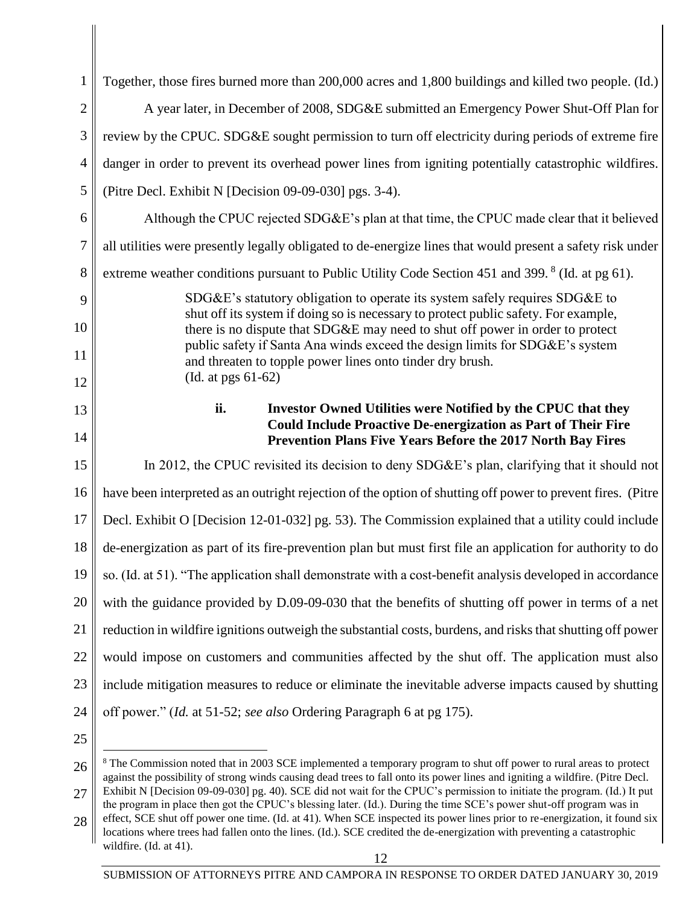Together, those fires burned more than 200,000 acres and 1,800 buildings and killed two people. (Id.)

A year later, in December of 2008, SDG&E submitted an Emergency Power Shut-Off Plan for review by the CPUC. SDG&E sought permission to turn off electricity during periods of extreme fire danger in order to prevent its overhead power lines from igniting potentially catastrophic wildfires. (Pitre Decl. Exhibit N [Decision 09-09-030] pgs. 3-4).

Although the CPUC rejected SDG&E's plan at that time, the CPUC made clear that it believed all utilities were presently legally obligated to de-energize lines that would present a safety risk under extreme weather conditions pursuant to Public Utility Code Section 451 and 399. [8] (Id. at pg 61).

> SDG&E's statutory obligation to operate its system safely requires SDG&E to shut off its system if doing so is necessary to protect public safety. For example, there is no dispute that SDG&E may need to shut off power in order to protect public safety if Santa Ana winds exceed the design limits for SDG&E's system and threaten to topple power lines onto tinder dry brush.
> (Id. at pgs 61-62)

### ii. Investor Owned Utilities were Notified by the CPUC that they Could Include Proactive De-energization as Part of Their Fire Prevention Plans Five Years Before the 2017 North Bay Fires

In 2012, the CPUC revisited its decision to deny SDG&E's plan, clarifying that it should not have been interpreted as an outright rejection of the option of shutting off power to prevent fires. (Pitre Decl. Exhibit O [Decision 12-01-032] pg. 53). The Commission explained that a utility could include de-energization as part of its fire-prevention plan but must first file an application for authority to do so. (Id. at 51). "The application shall demonstrate with a cost-benefit analysis developed in accordance with the guidance provided by D.09-09-030 that the benefits of shutting off power in terms of a net reduction in wildfire ignitions outweigh the substantial costs, burdens, and risks that shutting off power would impose on customers and communities affected by the shut off. The application must also include mitigation measures to reduce or eliminate the inevitable adverse impacts caused by shutting off power." (*Id.* at 51-52; *see also* Ordering Paragraph 6 at pg 175).

---

[8] The Commission noted that in 2003 SCE implemented a temporary program to shut off power to rural areas to protect against the possibility of strong winds causing dead trees to fall onto its power lines and igniting a wildfire. (Pitre Decl. Exhibit N [Decision 09-09-030] pg. 40). SCE did not wait for the CPUC's permission to initiate the program. (Id.) It put the program in place then got the CPUC's blessing later. (Id.). During the time SCE's power shut-off program was in effect, SCE shut off power one time. (Id. at 41). When SCE inspected its power lines prior to re-energization, it found six locations where trees had fallen onto the lines. (Id.). SCE credited the de-energization with preventing a catastrophic wildfire. (Id. at 41).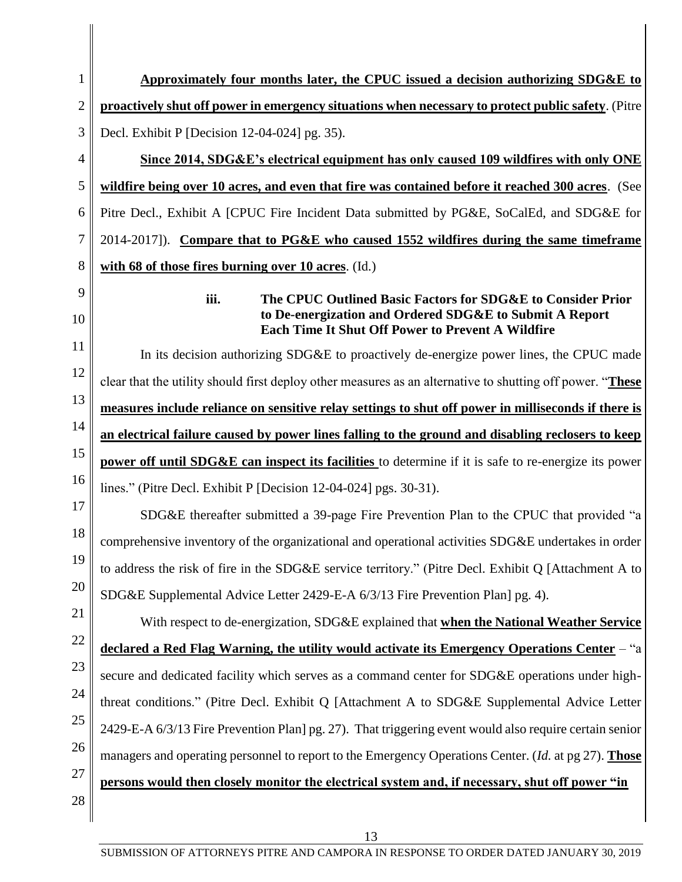**Approximately four months later, the CPUC issued a decision authorizing SDG&E to proactively shut off power in emergency situations when necessary to protect public safety**. (Pitre Decl. Exhibit P [Decision 12-04-024] pg. 35).

**Since 2014, SDG&E's electrical equipment has only caused 109 wildfires with only ONE wildfire being over 10 acres, and even that fire was contained before it reached 300 acres**. (See Pitre Decl., Exhibit A [CPUC Fire Incident Data submitted by PG&E, SoCalEd, and SDG&E for 2014-2017]). **Compare that to PG&E who caused 1552 wildfires during the same timeframe with 68 of those fires burning over 10 acres**. (Id.)

#### iii. The CPUC Outlined Basic Factors for SDG&E to Consider Prior to De-energization and Ordered SDG&E to Submit A Report Each Time It Shut Off Power to Prevent A Wildfire

In its decision authorizing SDG&E to proactively de-energize power lines, the CPUC made clear that the utility should first deploy other measures as an alternative to shutting off power. "**These measures include reliance on sensitive relay settings to shut off power in milliseconds if there is an electrical failure caused by power lines falling to the ground and disabling reclosers to keep power off until SDG&E can inspect its facilities** to determine if it is safe to re-energize its power lines." (Pitre Decl. Exhibit P [Decision 12-04-024] pgs. 30-31).

SDG&E thereafter submitted a 39-page Fire Prevention Plan to the CPUC that provided "a comprehensive inventory of the organizational and operational activities SDG&E undertakes in order to address the risk of fire in the SDG&E service territory." (Pitre Decl. Exhibit Q [Attachment A to SDG&E Supplemental Advice Letter 2429-E-A 6/3/13 Fire Prevention Plan] pg. 4).

With respect to de-energization, SDG&E explained that **when the National Weather Service declared a Red Flag Warning, the utility would activate its Emergency Operations Center** – "a secure and dedicated facility which serves as a command center for SDG&E operations under high-threat conditions." (Pitre Decl. Exhibit Q [Attachment A to SDG&E Supplemental Advice Letter 2429-E-A 6/3/13 Fire Prevention Plan] pg. 27). That triggering event would also require certain senior managers and operating personnel to report to the Emergency Operations Center. (*Id.* at pg 27). **Those persons would then closely monitor the electrical system and, if necessary, shut off power "in**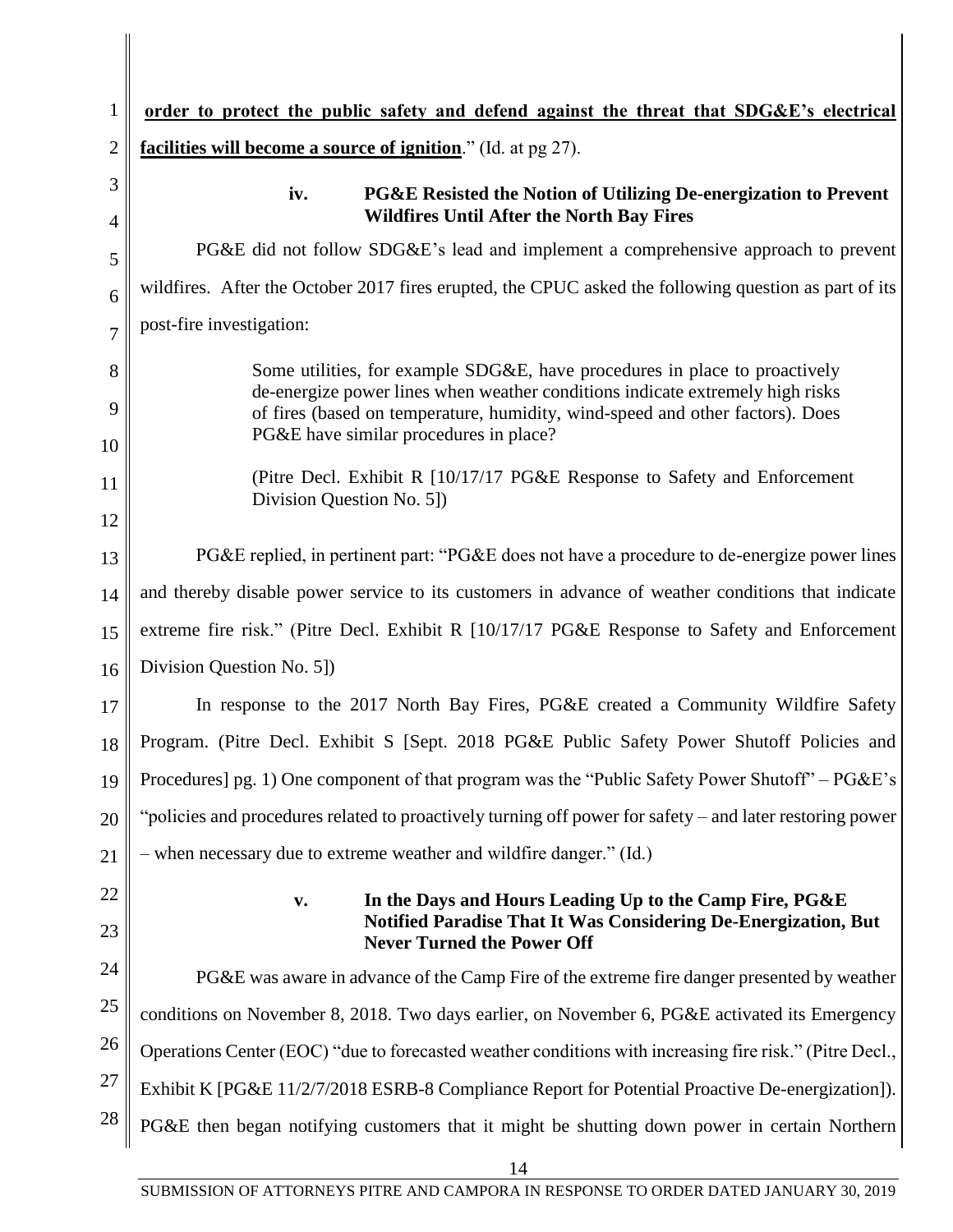**order to protect the public safety and defend against the threat that SDG&E's electrical facilities will become a source of ignition**." (Id. at pg 27).

#### iv. PG&E Resisted the Notion of Utilizing De-energization to Prevent Wildfires Until After the North Bay Fires

PG&E did not follow SDG&E's lead and implement a comprehensive approach to prevent wildfires. After the October 2017 fires erupted, the CPUC asked the following question as part of its post-fire investigation:

> Some utilities, for example SDG&E, have procedures in place to proactively de-energize power lines when weather conditions indicate extremely high risks of fires (based on temperature, humidity, wind-speed and other factors). Does PG&E have similar procedures in place?
>
> (Pitre Decl. Exhibit R [10/17/17 PG&E Response to Safety and Enforcement Division Question No. 5])

PG&E replied, in pertinent part: "PG&E does not have a procedure to de-energize power lines and thereby disable power service to its customers in advance of weather conditions that indicate extreme fire risk." (Pitre Decl. Exhibit R [10/17/17 PG&E Response to Safety and Enforcement Division Question No. 5])

In response to the 2017 North Bay Fires, PG&E created a Community Wildfire Safety Program. (Pitre Decl. Exhibit S [Sept. 2018 PG&E Public Safety Power Shutoff Policies and Procedures] pg. 1) One component of that program was the "Public Safety Power Shutoff" – PG&E's "policies and procedures related to proactively turning off power for safety – and later restoring power – when necessary due to extreme weather and wildfire danger." (Id.)

#### v. In the Days and Hours Leading Up to the Camp Fire, PG&E Notified Paradise That It Was Considering De-Energization, But Never Turned the Power Off

PG&E was aware in advance of the Camp Fire of the extreme fire danger presented by weather conditions on November 8, 2018. Two days earlier, on November 6, PG&E activated its Emergency Operations Center (EOC) "due to forecasted weather conditions with increasing fire risk." (Pitre Decl., Exhibit K [PG&E 11/2/7/2018 ESRB-8 Compliance Report for Potential Proactive De-energization]). PG&E then began notifying customers that it might be shutting down power in certain Northern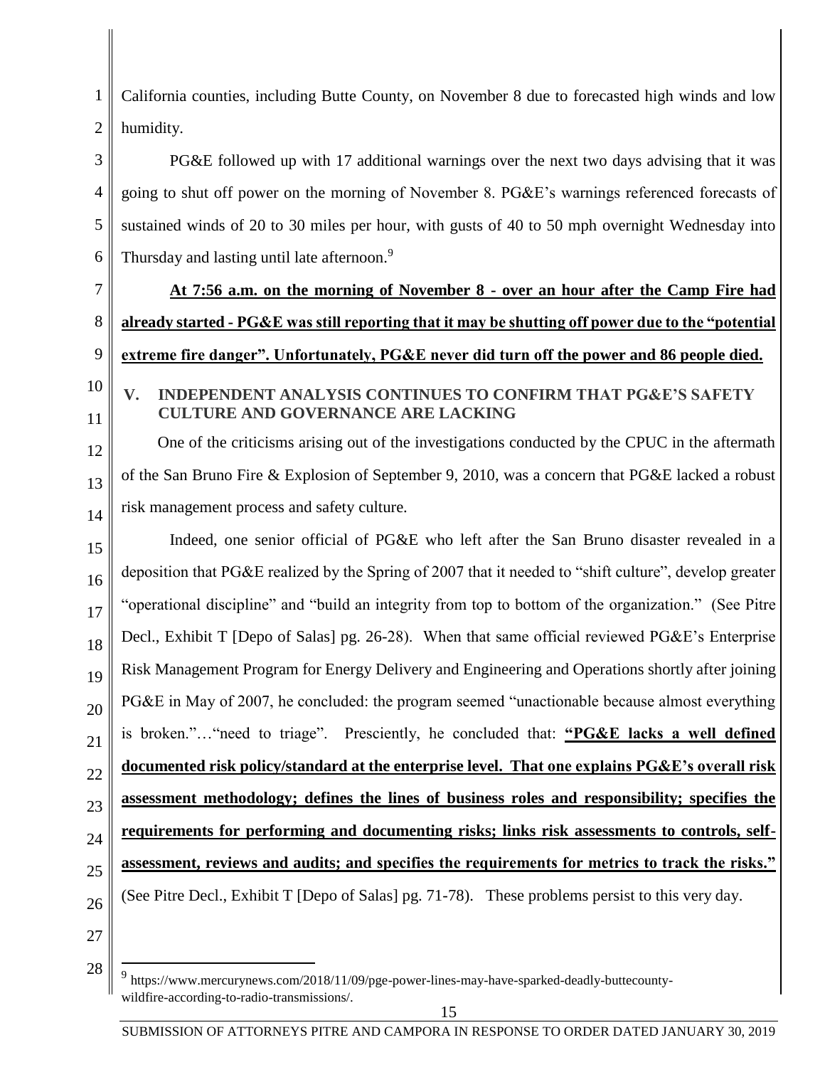California counties, including Butte County, on November 8 due to forecasted high winds and low humidity.

PG&E followed up with 17 additional warnings over the next two days advising that it was going to shut off power on the morning of November 8. PG&E's warnings referenced forecasts of sustained winds of 20 to 30 miles per hour, with gusts of 40 to 50 mph overnight Wednesday into Thursday and lasting until late afternoon.[9]

**At 7:56 a.m. on the morning of November 8 - over an hour after the Camp Fire had already started - PG&E was still reporting that it may be shutting off power due to the "potential extreme fire danger". Unfortunately, PG&E never did turn off the power and 86 people died.**

## V. INDEPENDENT ANALYSIS CONTINUES TO CONFIRM THAT PG&E'S SAFETY CULTURE AND GOVERNANCE ARE LACKING

One of the criticisms arising out of the investigations conducted by the CPUC in the aftermath of the San Bruno Fire & Explosion of September 9, 2010, was a concern that PG&E lacked a robust risk management process and safety culture.

Indeed, one senior official of PG&E who left after the San Bruno disaster revealed in a deposition that PG&E realized by the Spring of 2007 that it needed to "shift culture", develop greater "operational discipline" and "build an integrity from top to bottom of the organization." (See Pitre Decl., Exhibit T [Depo of Salas] pg. 26-28). When that same official reviewed PG&E's Enterprise Risk Management Program for Energy Delivery and Engineering and Operations shortly after joining PG&E in May of 2007, he concluded: the program seemed "unactionable because almost everything is broken."…"need to triage". Presciently, he concluded that: **"PG&E lacks a well defined documented risk policy/standard at the enterprise level. That one explains PG&E's overall risk assessment methodology; defines the lines of business roles and responsibility; specifies the requirements for performing and documenting risks; links risk assessments to controls, self-assessment, reviews and audits; and specifies the requirements for metrics to track the risks."** (See Pitre Decl., Exhibit T [Depo of Salas] pg. 71-78). These problems persist to this very day.

[9] https://www.mercurynews.com/2018/11/09/pge-power-lines-may-have-sparked-deadly-buttecounty-wildfire-according-to-radio-transmissions/.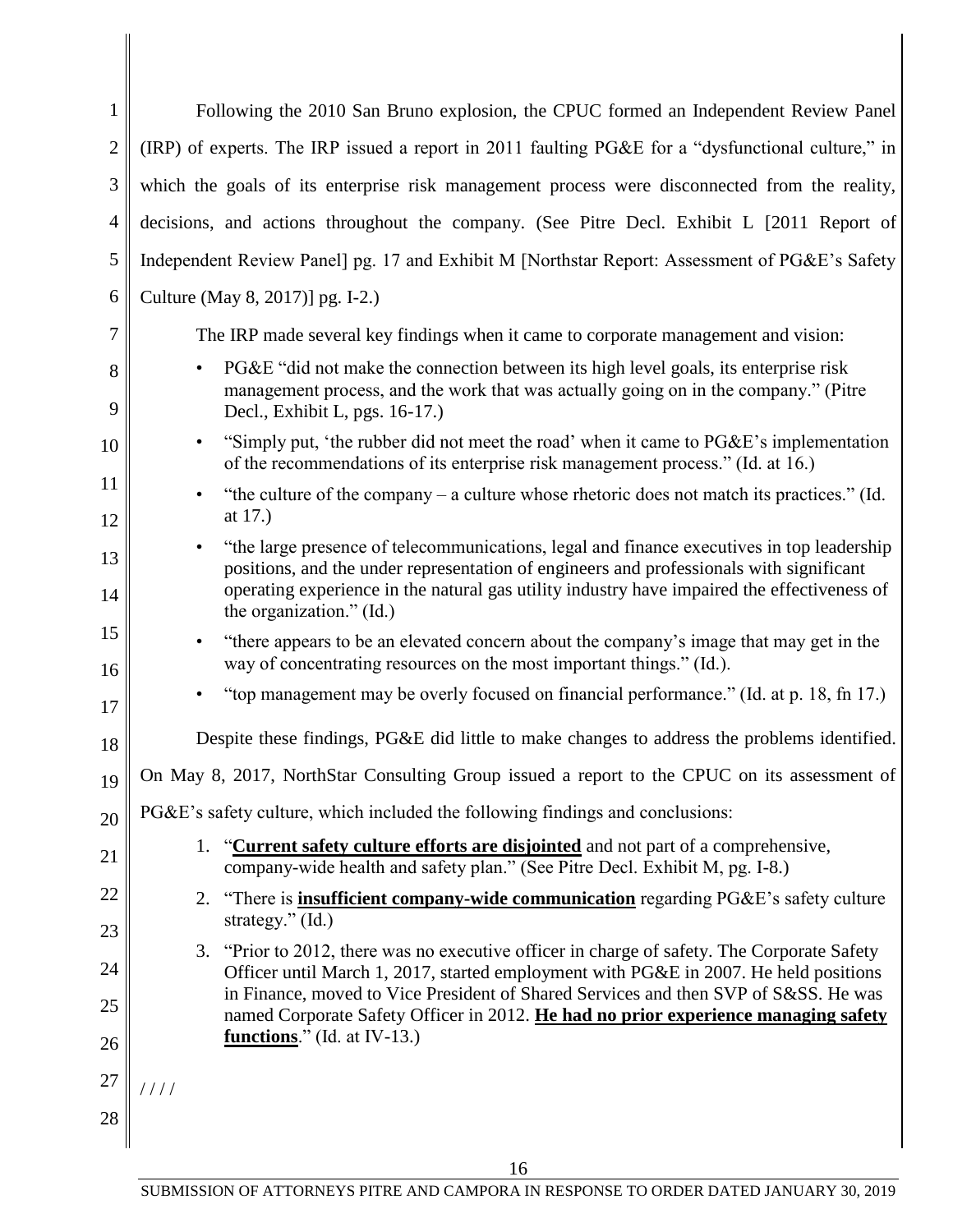Following the 2010 San Bruno explosion, the CPUC formed an Independent Review Panel (IRP) of experts. The IRP issued a report in 2011 faulting PG&E for a "dysfunctional culture," in which the goals of its enterprise risk management process were disconnected from the reality, decisions, and actions throughout the company. (See Pitre Decl. Exhibit L [2011 Report of Independent Review Panel] pg. 17 and Exhibit M [Northstar Report: Assessment of PG&E's Safety Culture (May 8, 2017)] pg. I-2.)

The IRP made several key findings when it came to corporate management and vision:

- PG&E "did not make the connection between its high level goals, its enterprise risk management process, and the work that was actually going on in the company." (Pitre Decl., Exhibit L, pgs. 16-17.)
- "Simply put, 'the rubber did not meet the road' when it came to PG&E's implementation of the recommendations of its enterprise risk management process." (Id. at 16.)
- "the culture of the company – a culture whose rhetoric does not match its practices." (Id. at 17.)
- "the large presence of telecommunications, legal and finance executives in top leadership positions, and the under representation of engineers and professionals with significant operating experience in the natural gas utility industry have impaired the effectiveness of the organization." (Id.)
- "there appears to be an elevated concern about the company's image that may get in the way of concentrating resources on the most important things." (Id.).
- "top management may be overly focused on financial performance." (Id. at p. 18, fn 17.)

Despite these findings, PG&E did little to make changes to address the problems identified. On May 8, 2017, NorthStar Consulting Group issued a report to the CPUC on its assessment of PG&E's safety culture, which included the following findings and conclusions:

1. "**Current safety culture efforts are disjointed** and not part of a comprehensive, company-wide health and safety plan." (See Pitre Decl. Exhibit M, pg. I-8.)
2. "There is **insufficient company-wide communication** regarding PG&E's safety culture strategy." (Id.)
3. "Prior to 2012, there was no executive officer in charge of safety. The Corporate Safety Officer until March 1, 2017, started employment with PG&E in 2007. He held positions in Finance, moved to Vice President of Shared Services and then SVP of S&SS. He was named Corporate Safety Officer in 2012. **He had no prior experience managing safety functions**." (Id. at IV-13.)

/ / / /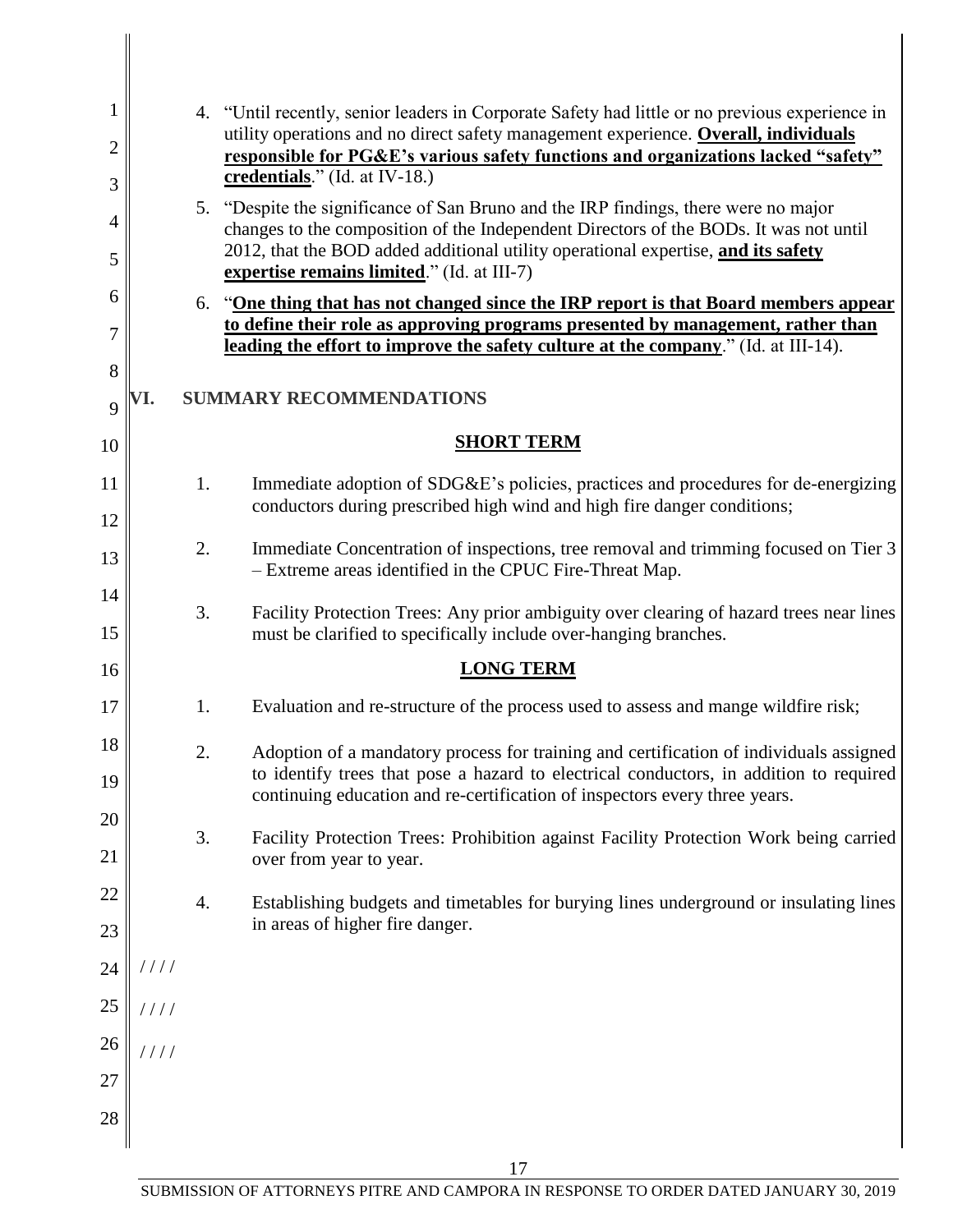4. "Until recently, senior leaders in Corporate Safety had little or no previous experience in utility operations and no direct safety management experience. **Overall, individuals responsible for PG&E's various safety functions and organizations lacked "safety" credentials**." (Id. at IV-18.)

5. "Despite the significance of San Bruno and the IRP findings, there were no major changes to the composition of the Independent Directors of the BODs. It was not until 2012, that the BOD added additional utility operational expertise, **and its safety expertise remains limited**." (Id. at III-7)

6. "**One thing that has not changed since the IRP report is that Board members appear to define their role as approving programs presented by management, rather than leading the effort to improve the safety culture at the company**." (Id. at III-14).

## VI. SUMMARY RECOMMENDATIONS

### SHORT TERM

1. Immediate adoption of SDG&E's policies, practices and procedures for de-energizing conductors during prescribed high wind and high fire danger conditions;

2. Immediate Concentration of inspections, tree removal and trimming focused on Tier 3 – Extreme areas identified in the CPUC Fire-Threat Map.

3. Facility Protection Trees: Any prior ambiguity over clearing of hazard trees near lines must be clarified to specifically include over-hanging branches.

### LONG TERM

1. Evaluation and re-structure of the process used to assess and mange wildfire risk;

2. Adoption of a mandatory process for training and certification of individuals assigned to identify trees that pose a hazard to electrical conductors, in addition to required continuing education and re-certification of inspectors every three years.

3. Facility Protection Trees: Prohibition against Facility Protection Work being carried over from year to year.

4. Establishing budgets and timetables for burying lines underground or insulating lines in areas of higher fire danger.

////

////

////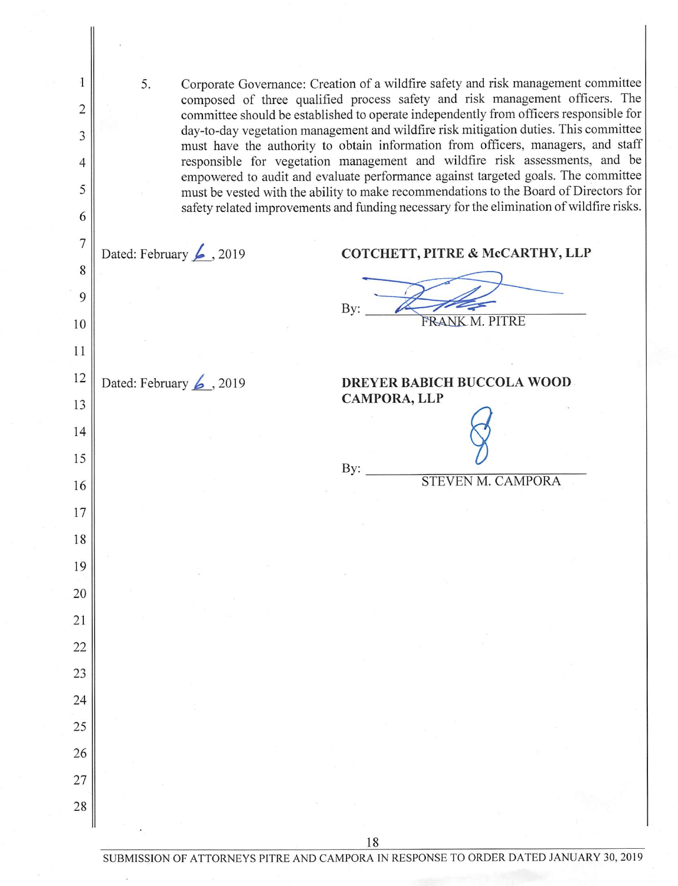5. Corporate Governance: Creation of a wildfire safety and risk management committee composed of three qualified process safety and risk management officers. The committee should be established to operate independently from officers responsible for day-to-day vegetation management and wildfire risk mitigation duties. This committee must have the authority to obtain information from officers, managers, and staff responsible for vegetation management and wildfire risk assessments, and be empowered to audit and evaluate performance against targeted goals. The committee must be vested with the ability to make recommendations to the Board of Directors for safety related improvements and funding necessary for the elimination of wildfire risks.

Dated: February 6, 2019

**COTCHETT, PITRE & McCARTHY, LLP**

By: ____________________
FRANK M. PITRE

Dated: February 6, 2019

**DREYER BABICH BUCCOLA WOOD CAMPORA, LLP**

By: ____________________
STEVEN M. CAMPORA

SUBMISSION OF ATTORNEYS PITRE AND CAMPORA IN RESPONSE TO ORDER DATED JANUARY 30, 2019